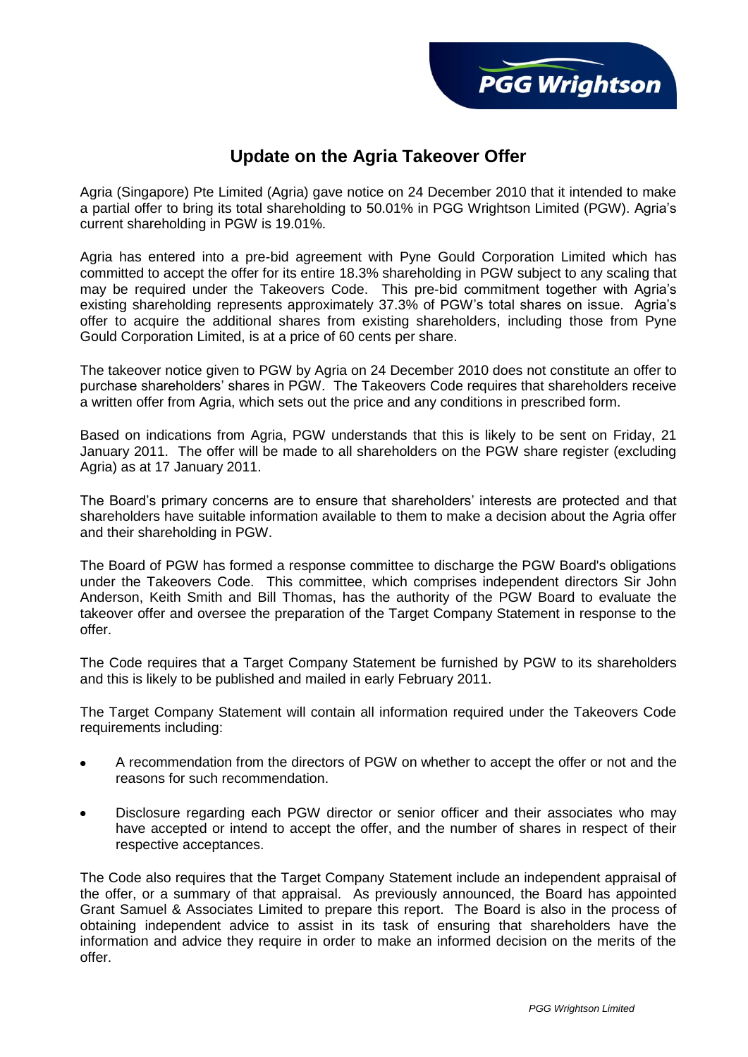# Update on the Agria Takeover Offer

Agria (Singapore) Pte Limited (Agria) gave notice on 24 December 2010 that it intended to make a partial offer to bring its total shareholding to 50.01% in PGG Wrightson Limited (PGW). Agria's current shareholding in PGW is 19.01%.

Agria has entered into a pre-bid agreement with Pyne Gould Corporation Limited which has committed to accept the offer for its entire 18.3% shareholding in PGW subject to any scaling that may be required under the Takeovers Code. This pre-bid commitment together with Agria's existing shareholding represents approximately 37.3% of PGW's total shares on issue. Agria's offer to acquire the additional shares from existing shareholders, including those from Pyne Gould Corporation Limited, is at a price of 60 cents per share.

The takeover notice given to PGW by Agria on 24 December 2010 does not constitute an offer to purchase shareholders' shares in PGW. The Takeovers Code requires that shareholders receive a written offer from Agria, which sets out the price and any conditions in prescribed form.

Based on indications from Agria, PGW understands that this is likely to be sent on Friday, 21 January 2011. The offer will be made to all shareholders on the PGW share register (excluding Agria) as at 17 January 2011.

The Board's primary concerns are to ensure that shareholders' interests are protected and that shareholders have suitable information available to them to make a decision about the Agria offer and their shareholding in PGW.

The Board of PGW has formed a response committee to discharge the PGW Board's obligations under the Takeovers Code. This committee, which comprises independent directors Sir John Anderson, Keith Smith and Bill Thomas, has the authority of the PGW Board to evaluate the takeover offer and oversee the preparation of the Target Company Statement in response to the offer.

The Code requires that a Target Company Statement be furnished by PGW to its shareholders and this is likely to be published and mailed in early February 2011.

The Target Company Statement will contain all information required under the Takeovers Code requirements including:

- A recommendation from the directors of PGW on whether to accept the offer or not and the reasons for such recommendation.
- Disclosure regarding each PGW director or senior officer and their associates who may have accepted or intend to accept the offer, and the number of shares in respect of their respective acceptances.

The Code also requires that the Target Company Statement include an independent appraisal of the offer, or a summary of that appraisal. As previously announced, the Board has appointed Grant Samuel & Associates Limited to prepare this report. The Board is also in the process of obtaining independent advice to assist in its task of ensuring that shareholders have the information and advice they require in order to make an informed decision on the merits of the offer.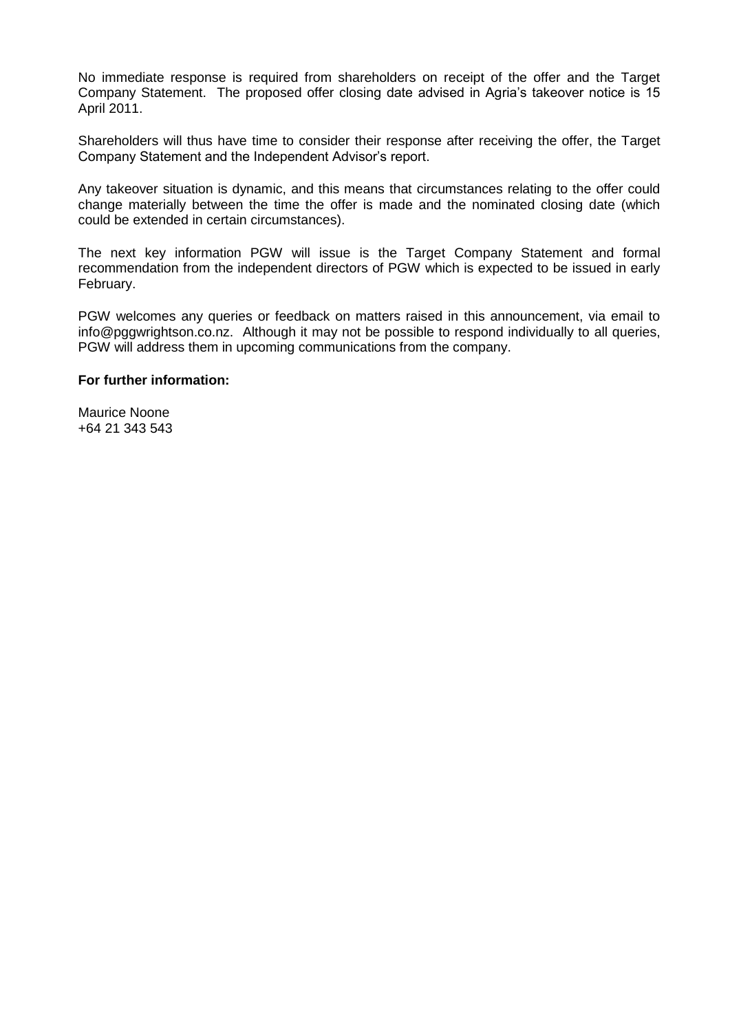No immediate response is required from shareholders on receipt of the offer and the Target Company Statement. The proposed offer closing date advised in Agria's takeover notice is 15 April 2011.

Shareholders will thus have time to consider their response after receiving the offer, the Target Company Statement and the Independent Advisor's report.

Any takeover situation is dynamic, and this means that circumstances relating to the offer could change materially between the time the offer is made and the nominated closing date (which could be extended in certain circumstances).

The next key information PGW will issue is the Target Company Statement and formal recommendation from the independent directors of PGW which is expected to be issued in early February.

PGW welcomes any queries or feedback on matters raised in this announcement, via email to info@pggwrightson.co.nz. Although it may not be possible to respond individually to all queries, PGW will address them in upcoming communications from the company.

**For further information:**

Maurice Noone
+64 21 343 543